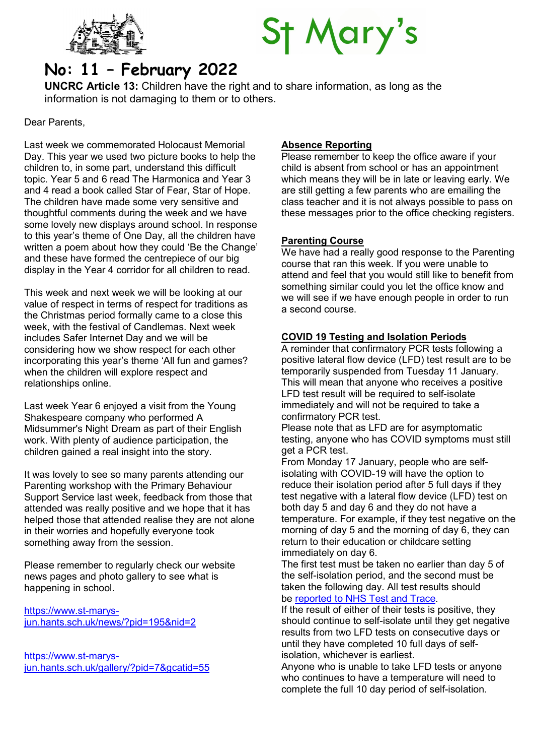# St Mary's

## No: 11 – February 2022

**UNCRC Article 13:** Children have the right and to share information, as long as the information is not damaging to them or to others.

Dear Parents,

Last week we commemorated Holocaust Memorial Day. This year we used two picture books to help the children to, in some part, understand this difficult topic. Year 5 and 6 read The Harmonica and Year 3 and 4 read a book called Star of Fear, Star of Hope. The children have made some very sensitive and thoughtful comments during the week and we have some lovely new displays around school. In response to this year's theme of One Day, all the children have written a poem about how they could 'Be the Change' and these have formed the centrepiece of our big display in the Year 4 corridor for all children to read.

This week and next week we will be looking at our value of respect in terms of respect for traditions as the Christmas period formally came to a close this week, with the festival of Candlemas. Next week includes Safer Internet Day and we will be considering how we show respect for each other incorporating this year's theme 'All fun and games? when the children will explore respect and relationships online.

Last week Year 6 enjoyed a visit from the Young Shakespeare company who performed A Midsummer's Night Dream as part of their English work. With plenty of audience participation, the children gained a real insight into the story.

It was lovely to see so many parents attending our Parenting workshop with the Primary Behaviour Support Service last week, feedback from those that attended was really positive and we hope that it has helped those that attended realise they are not alone in their worries and hopefully everyone took something away from the session.

Please remember to regularly check our website news pages and photo gallery to see what is happening in school.

https://www.st-marys-jun.hants.sch.uk/news/?pid=195&nid=2

https://www.st-marys-jun.hants.sch.uk/gallery/?pid=7&gcatid=55

### Absence Reporting

Please remember to keep the office aware if your child is absent from school or has an appointment which means they will be in late or leaving early. We are still getting a few parents who are emailing the class teacher and it is not always possible to pass on these messages prior to the office checking registers.

### Parenting Course

We have had a really good response to the Parenting course that ran this week. If you were unable to attend and feel that you would still like to benefit from something similar could you let the office know and we will see if we have enough people in order to run a second course.

### COVID 19 Testing and Isolation Periods

A reminder that confirmatory PCR tests following a positive lateral flow device (LFD) test result are to be temporarily suspended from Tuesday 11 January. This will mean that anyone who receives a positive LFD test result will be required to self-isolate immediately and will not be required to take a confirmatory PCR test.

Please note that as LFD are for asymptomatic testing, anyone who has COVID symptoms must still get a PCR test.

From Monday 17 January, people who are self-isolating with COVID-19 will have the option to reduce their isolation period after 5 full days if they test negative with a lateral flow device (LFD) test on both day 5 and day 6 and they do not have a temperature. For example, if they test negative on the morning of day 5 and the morning of day 6, they can return to their education or childcare setting immediately on day 6.

The first test must be taken no earlier than day 5 of the self-isolation period, and the second must be taken the following day. All test results should be reported to NHS Test and Trace.

If the result of either of their tests is positive, they should continue to self-isolate until they get negative results from two LFD tests on consecutive days or until they have completed 10 full days of self-isolation, whichever is earliest.

Anyone who is unable to take LFD tests or anyone who continues to have a temperature will need to complete the full 10 day period of self-isolation.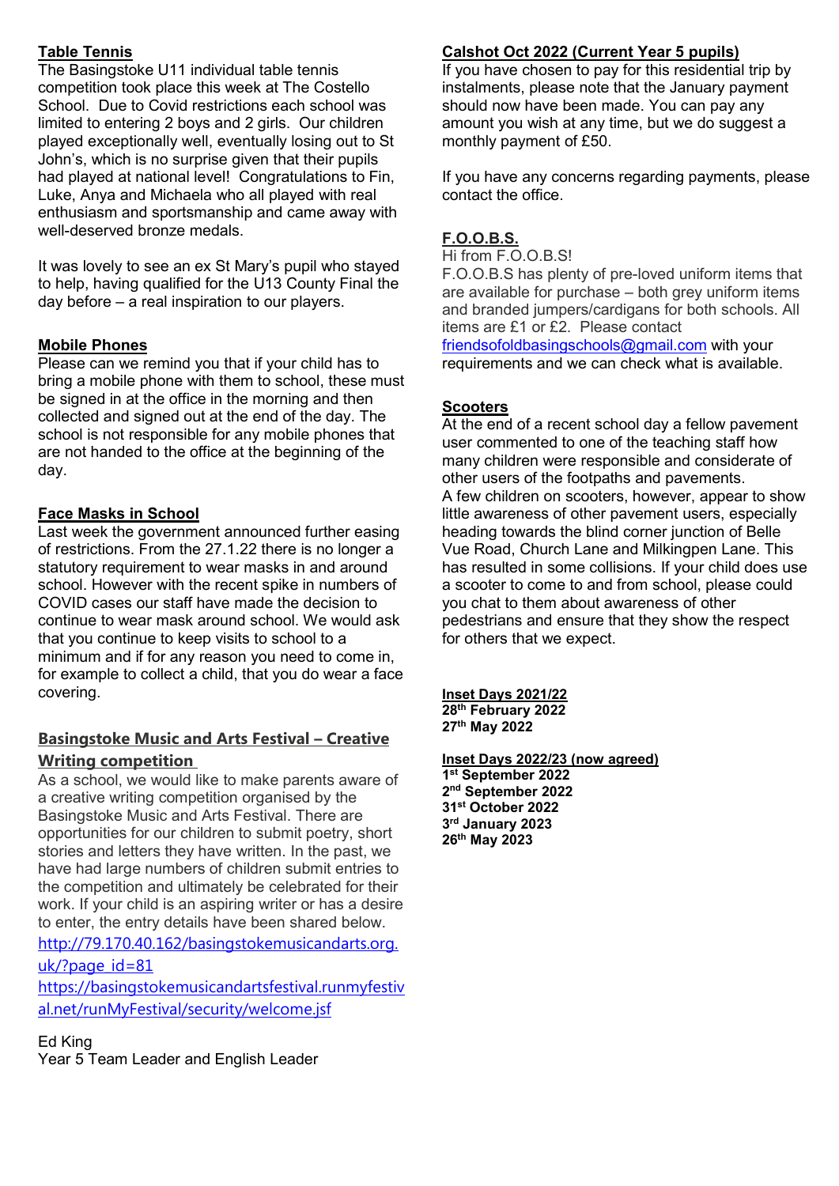## Table Tennis

The Basingstoke U11 individual table tennis competition took place this week at The Costello School. Due to Covid restrictions each school was limited to entering 2 boys and 2 girls. Our children played exceptionally well, eventually losing out to St John's, which is no surprise given that their pupils had played at national level! Congratulations to Fin, Luke, Anya and Michaela who all played with real enthusiasm and sportsmanship and came away with well-deserved bronze medals.

It was lovely to see an ex St Mary's pupil who stayed to help, having qualified for the U13 County Final the day before – a real inspiration to our players.

## Mobile Phones

Please can we remind you that if your child has to bring a mobile phone with them to school, these must be signed in at the office in the morning and then collected and signed out at the end of the day. The school is not responsible for any mobile phones that are not handed to the office at the beginning of the day.

## Face Masks in School

Last week the government announced further easing of restrictions. From the 27.1.22 there is no longer a statutory requirement to wear masks in and around school. However with the recent spike in numbers of COVID cases our staff have made the decision to continue to wear mask around school. We would ask that you continue to keep visits to school to a minimum and if for any reason you need to come in, for example to collect a child, that you do wear a face covering.

## Basingstoke Music and Arts Festival – Creative Writing competition

As a school, we would like to make parents aware of a creative writing competition organised by the Basingstoke Music and Arts Festival. There are opportunities for our children to submit poetry, short stories and letters they have written. In the past, we have had large numbers of children submit entries to the competition and ultimately be celebrated for their work. If your child is an aspiring writer or has a desire to enter, the entry details have been shared below.

http://79.170.40.162/basingstokemusicandarts.org.uk/?page_id=81

https://basingstokemusicandartsfestival.runmyfestival.net/runMyFestival/security/welcome.jsf

Ed King
Year 5 Team Leader and English Leader

## Calshot Oct 2022 (Current Year 5 pupils)

If you have chosen to pay for this residential trip by instalments, please note that the January payment should now have been made. You can pay any amount you wish at any time, but we do suggest a monthly payment of £50.

If you have any concerns regarding payments, please contact the office.

## F.O.O.B.S.

Hi from F.O.O.B.S!

F.O.O.B.S has plenty of pre-loved uniform items that are available for purchase – both grey uniform items and branded jumpers/cardigans for both schools. All items are £1 or £2. Please contact friendsofoldbasingschools@gmail.com with your requirements and we can check what is available.

## Scooters

At the end of a recent school day a fellow pavement user commented to one of the teaching staff how many children were responsible and considerate of other users of the footpaths and pavements.
A few children on scooters, however, appear to show little awareness of other pavement users, especially heading towards the blind corner junction of Belle Vue Road, Church Lane and Milkingpen Lane. This has resulted in some collisions. If your child does use a scooter to come to and from school, please could you chat to them about awareness of other pedestrians and ensure that they show the respect for others that we expect.

**Inset Days 2021/22**
**28th February 2022**
**27th May 2022**

**Inset Days 2022/23 (now agreed)**
**1st September 2022**
**2nd September 2022**
**31st October 2022**
**3rd January 2023**
**26th May 2023**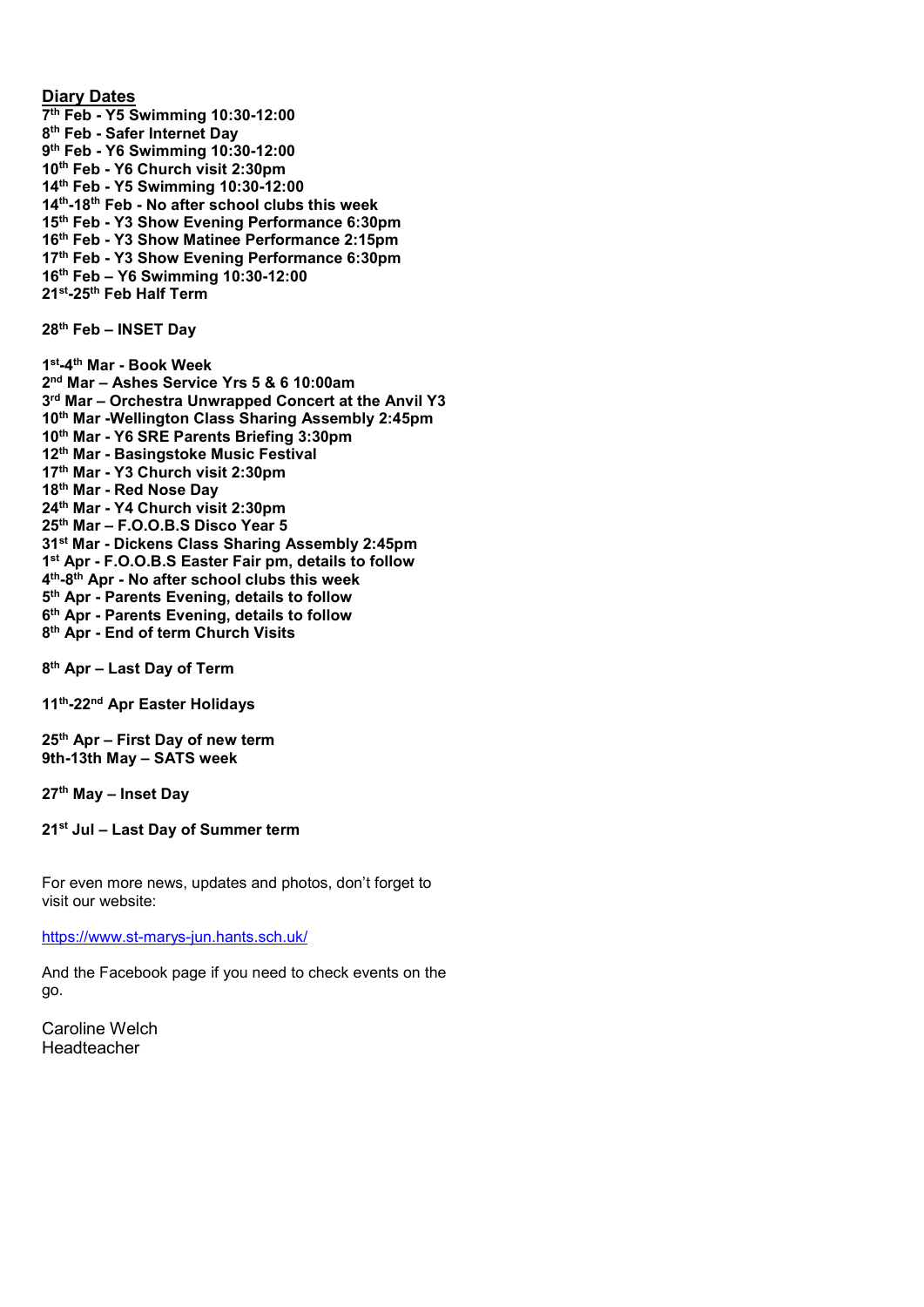## Diary Dates

**7th Feb - Y5 Swimming 10:30-12:00**
**8th Feb - Safer Internet Day**
**9th Feb - Y6 Swimming 10:30-12:00**
**10th Feb - Y6 Church visit 2:30pm**
**14th Feb - Y5 Swimming 10:30-12:00**
**14th-18th Feb - No after school clubs this week**
**15th Feb - Y3 Show Evening Performance 6:30pm**
**16th Feb - Y3 Show Matinee Performance 2:15pm**
**17th Feb - Y3 Show Evening Performance 6:30pm**
**16th Feb – Y6 Swimming 10:30-12:00**
**21st-25th Feb Half Term**

**28th Feb – INSET Day**

**1st-4th Mar - Book Week**
**2nd Mar – Ashes Service Yrs 5 & 6 10:00am**
**3rd Mar – Orchestra Unwrapped Concert at the Anvil Y3**
**10th Mar -Wellington Class Sharing Assembly 2:45pm**
**10th Mar - Y6 SRE Parents Briefing 3:30pm**
**12th Mar - Basingstoke Music Festival**
**17th Mar - Y3 Church visit 2:30pm**
**18th Mar - Red Nose Day**
**24th Mar - Y4 Church visit 2:30pm**
**25th Mar – F.O.O.B.S Disco Year 5**
**31st Mar - Dickens Class Sharing Assembly 2:45pm**
**1st Apr - F.O.O.B.S Easter Fair pm, details to follow**
**4th-8th Apr - No after school clubs this week**
**5th Apr - Parents Evening, details to follow**
**6th Apr - Parents Evening, details to follow**
**8th Apr - End of term Church Visits**

**8th Apr – Last Day of Term**

**11th-22nd Apr Easter Holidays**

**25th Apr – First Day of new term**
**9th-13th May – SATS week**

**27th May – Inset Day**

**21st Jul – Last Day of Summer term**

For even more news, updates and photos, don't forget to visit our website:

https://www.st-marys-jun.hants.sch.uk/

And the Facebook page if you need to check events on the go.

Caroline Welch
Headteacher